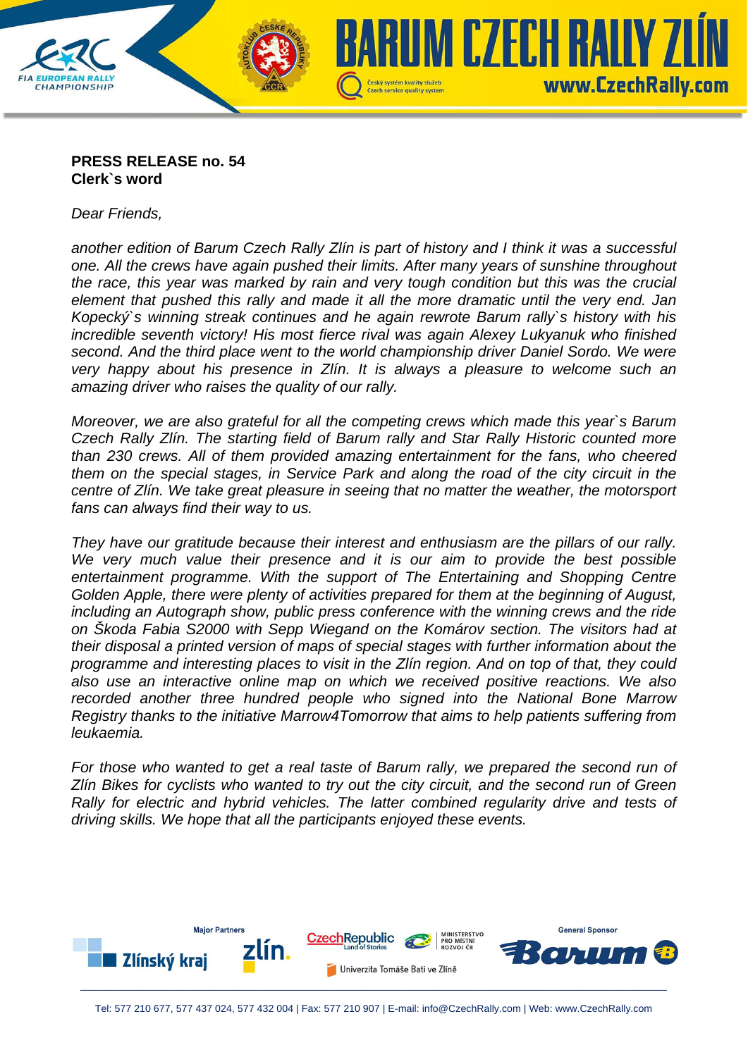**PRESS RELEASE no. 54**
**Clerk`s word**

*Dear Friends,*

*another edition of Barum Czech Rally Zlín is part of history and I think it was a successful one. All the crews have again pushed their limits. After many years of sunshine throughout the race, this year was marked by rain and very tough condition but this was the crucial element that pushed this rally and made it all the more dramatic until the very end. Jan Kopecký`s winning streak continues and he again rewrote Barum rally`s history with his incredible seventh victory! His most fierce rival was again Alexey Lukyanuk who finished second. And the third place went to the world championship driver Daniel Sordo. We were very happy about his presence in Zlín. It is always a pleasure to welcome such an amazing driver who raises the quality of our rally.*

*Moreover, we are also grateful for all the competing crews which made this year`s Barum Czech Rally Zlín. The starting field of Barum rally and Star Rally Historic counted more than 230 crews. All of them provided amazing entertainment for the fans, who cheered them on the special stages, in Service Park and along the road of the city circuit in the centre of Zlín. We take great pleasure in seeing that no matter the weather, the motorsport fans can always find their way to us.*

*They have our gratitude because their interest and enthusiasm are the pillars of our rally. We very much value their presence and it is our aim to provide the best possible entertainment programme. With the support of The Entertaining and Shopping Centre Golden Apple, there were plenty of activities prepared for them at the beginning of August, including an Autograph show, public press conference with the winning crews and the ride on Škoda Fabia S2000 with Sepp Wiegand on the Komárov section. The visitors had at their disposal a printed version of maps of special stages with further information about the programme and interesting places to visit in the Zlín region. And on top of that, they could also use an interactive online map on which we received positive reactions. We also recorded another three hundred people who signed into the National Bone Marrow Registry thanks to the initiative Marrow4Tomorrow that aims to help patients suffering from leukaemia.*

*For those who wanted to get a real taste of Barum rally, we prepared the second run of Zlín Bikes for cyclists who wanted to try out the city circuit, and the second run of Green Rally for electric and hybrid vehicles. The latter combined regularity drive and tests of driving skills. We hope that all the participants enjoyed these events.*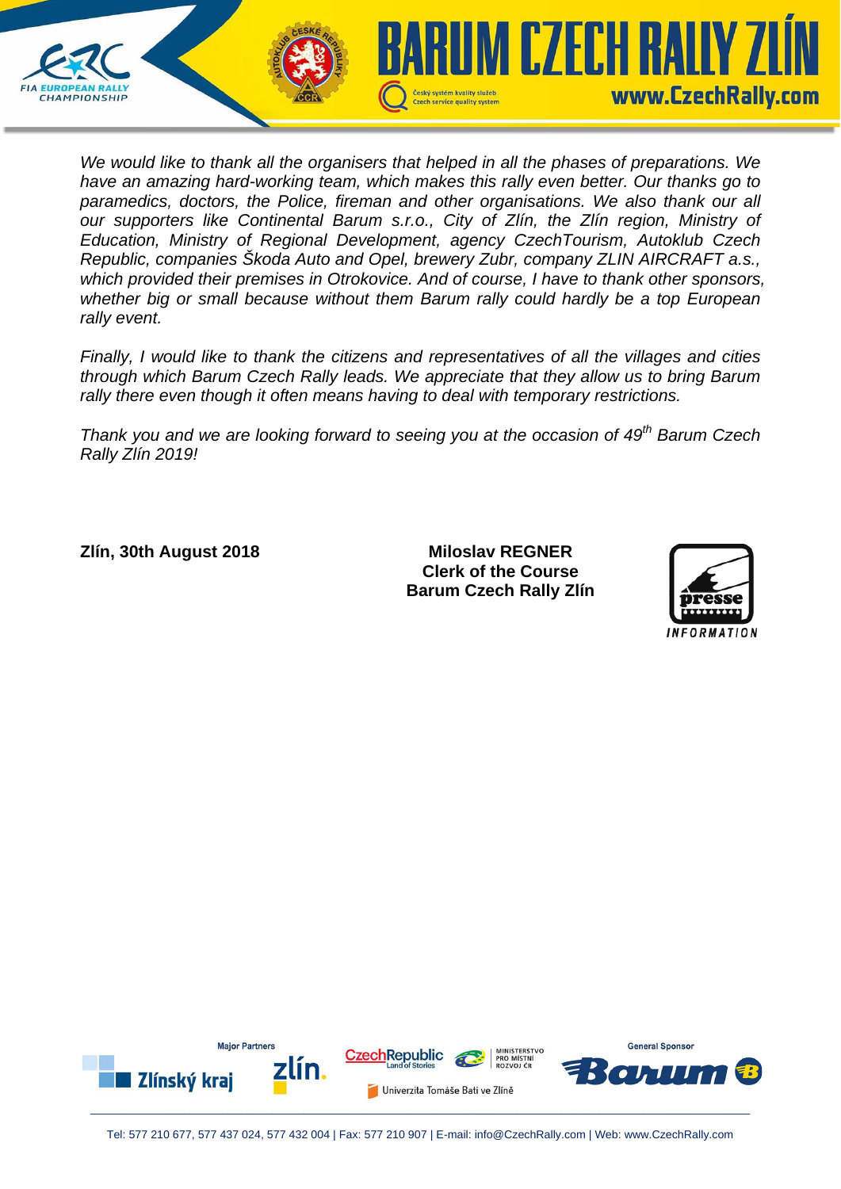*We would like to thank all the organisers that helped in all the phases of preparations. We have an amazing hard-working team, which makes this rally even better. Our thanks go to paramedics, doctors, the Police, fireman and other organisations. We also thank our all our supporters like Continental Barum s.r.o., City of Zlín, the Zlín region, Ministry of Education, Ministry of Regional Development, agency CzechTourism, Autoklub Czech Republic, companies Škoda Auto and Opel, brewery Zubr, company ZLIN AIRCRAFT a.s., which provided their premises in Otrokovice. And of course, I have to thank other sponsors, whether big or small because without them Barum rally could hardly be a top European rally event.*

*Finally, I would like to thank the citizens and representatives of all the villages and cities through which Barum Czech Rally leads. We appreciate that they allow us to bring Barum rally there even though it often means having to deal with temporary restrictions.*

*Thank you and we are looking forward to seeing you at the occasion of 49th Barum Czech Rally Zlín 2019!*

**Zlín, 30th August 2018**

**Miloslav REGNER**
**Clerk of the Course**
**Barum Czech Rally Zlín**

Tel: 577 210 677, 577 437 024, 577 432 004 | Fax: 577 210 907 | E-mail: info@CzechRally.com | Web: www.CzechRally.com